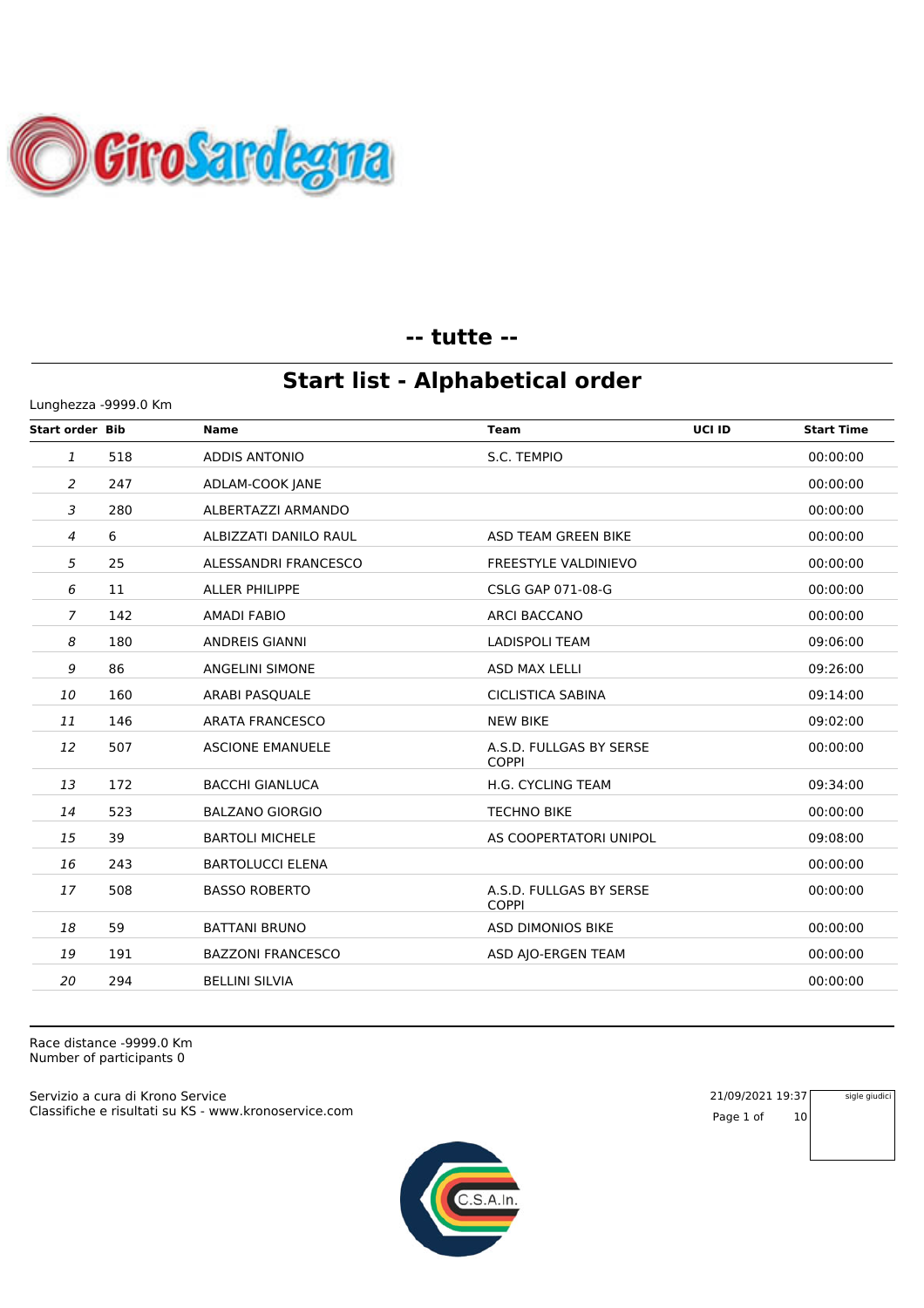## -- tutte --

# Start list - Alphabetical order

Lunghezza -9999.0 Km

| Start order | Bib | Name | Team | UCI ID | Start Time |
|---|---|---|---|---|---|
| 1 | 518 | ADDIS ANTONIO | S.C. TEMPIO | | 00:00:00 |
| 2 | 247 | ADLAM-COOK JANE | | | 00:00:00 |
| 3 | 280 | ALBERTAZZI ARMANDO | | | 00:00:00 |
| 4 | 6 | ALBIZZATI DANILO RAUL | ASD TEAM GREEN BIKE | | 00:00:00 |
| 5 | 25 | ALESSANDRI FRANCESCO | FREESTYLE VALDINIEVO | | 00:00:00 |
| 6 | 11 | ALLER PHILIPPE | CSLG GAP 071-08-G | | 00:00:00 |
| 7 | 142 | AMADI FABIO | ARCI BACCANO | | 00:00:00 |
| 8 | 180 | ANDREIS GIANNI | LADISPOLI TEAM | | 09:06:00 |
| 9 | 86 | ANGELINI SIMONE | ASD MAX LELLI | | 09:26:00 |
| 10 | 160 | ARABI PASQUALE | CICLISTICA SABINA | | 09:14:00 |
| 11 | 146 | ARATA FRANCESCO | NEW BIKE | | 09:02:00 |
| 12 | 507 | ASCIONE EMANUELE | A.S.D. FULLGAS BY SERSE COPPI | | 00:00:00 |
| 13 | 172 | BACCHI GIANLUCA | H.G. CYCLING TEAM | | 09:34:00 |
| 14 | 523 | BALZANO GIORGIO | TECHNO BIKE | | 00:00:00 |
| 15 | 39 | BARTOLI MICHELE | AS COOPERTATORI UNIPOL | | 09:08:00 |
| 16 | 243 | BARTOLUCCI ELENA | | | 00:00:00 |
| 17 | 508 | BASSO ROBERTO | A.S.D. FULLGAS BY SERSE COPPI | | 00:00:00 |
| 18 | 59 | BATTANI BRUNO | ASD DIMONIOS BIKE | | 00:00:00 |
| 19 | 191 | BAZZONI FRANCESCO | ASD AJO-ERGEN TEAM | | 00:00:00 |
| 20 | 294 | BELLINI SILVIA | | | 00:00:00 |

Race distance -9999.0 Km
Number of participants 0

Servizio a cura di Krono Service
Classifiche e risultati su KS - www.kronoservice.com

21/09/2021 19:37

sigle giudici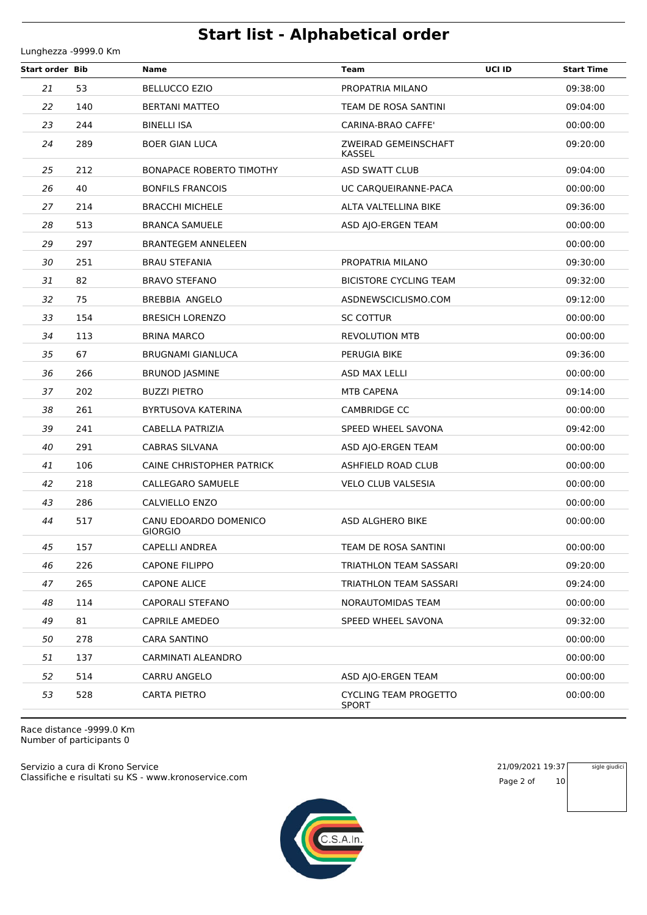# Start list - Alphabetical order

Lunghezza -9999.0 Km

| Start order | Bib | Name | Team | UCI ID | Start Time |
|---|---|---|---|---|---|
| 21 | 53 | BELLUCCO EZIO | PROPATRIA MILANO | | 09:38:00 |
| 22 | 140 | BERTANI MATTEO | TEAM DE ROSA SANTINI | | 09:04:00 |
| 23 | 244 | BINELLI ISA | CARINA-BRAO CAFFE' | | 00:00:00 |
| 24 | 289 | BOER GIAN LUCA | ZWEIRAD GEMEINSCHAFT KASSEL | | 09:20:00 |
| 25 | 212 | BONAPACE ROBERTO TIMOTHY | ASD SWATT CLUB | | 09:04:00 |
| 26 | 40 | BONFILS FRANCOIS | UC CARQUEIRANNE-PACA | | 00:00:00 |
| 27 | 214 | BRACCHI MICHELE | ALTA VALTELLINA BIKE | | 09:36:00 |
| 28 | 513 | BRANCA SAMUELE | ASD AJO-ERGEN TEAM | | 00:00:00 |
| 29 | 297 | BRANTEGEM ANNELEEN | | | 00:00:00 |
| 30 | 251 | BRAU STEFANIA | PROPATRIA MILANO | | 09:30:00 |
| 31 | 82 | BRAVO STEFANO | BICISTORE CYCLING TEAM | | 09:32:00 |
| 32 | 75 | BREBBIA ANGELO | ASDNEWSCICLISMO.COM | | 09:12:00 |
| 33 | 154 | BRESICH LORENZO | SC COTTUR | | 00:00:00 |
| 34 | 113 | BRINA MARCO | REVOLUTION MTB | | 00:00:00 |
| 35 | 67 | BRUGNAMI GIANLUCA | PERUGIA BIKE | | 09:36:00 |
| 36 | 266 | BRUNOD JASMINE | ASD MAX LELLI | | 00:00:00 |
| 37 | 202 | BUZZI PIETRO | MTB CAPENA | | 09:14:00 |
| 38 | 261 | BYRTUSOVA KATERINA | CAMBRIDGE CC | | 00:00:00 |
| 39 | 241 | CABELLA PATRIZIA | SPEED WHEEL SAVONA | | 09:42:00 |
| 40 | 291 | CABRAS SILVANA | ASD AJO-ERGEN TEAM | | 00:00:00 |
| 41 | 106 | CAINE CHRISTOPHER PATRICK | ASHFIELD ROAD CLUB | | 00:00:00 |
| 42 | 218 | CALLEGARO SAMUELE | VELO CLUB VALSESIA | | 00:00:00 |
| 43 | 286 | CALVIELLO ENZO | | | 00:00:00 |
| 44 | 517 | CANU EDOARDO DOMENICO GIORGIO | ASD ALGHERO BIKE | | 00:00:00 |
| 45 | 157 | CAPELLI ANDREA | TEAM DE ROSA SANTINI | | 00:00:00 |
| 46 | 226 | CAPONE FILIPPO | TRIATHLON TEAM SASSARI | | 09:20:00 |
| 47 | 265 | CAPONE ALICE | TRIATHLON TEAM SASSARI | | 09:24:00 |
| 48 | 114 | CAPORALI STEFANO | NORAUTOMIDAS TEAM | | 00:00:00 |
| 49 | 81 | CAPRILE AMEDEO | SPEED WHEEL SAVONA | | 09:32:00 |
| 50 | 278 | CARA SANTINO | | | 00:00:00 |
| 51 | 137 | CARMINATI ALEANDRO | | | 00:00:00 |
| 52 | 514 | CARRU ANGELO | ASD AJO-ERGEN TEAM | | 00:00:00 |
| 53 | 528 | CARTA PIETRO | CYCLING TEAM PROGETTO SPORT | | 00:00:00 |

Race distance -9999.0 Km
Number of participants 0

Servizio a cura di Krono Service
Classifiche e risultati su KS - www.kronoservice.com

21/09/2021 19:37

sigle giudici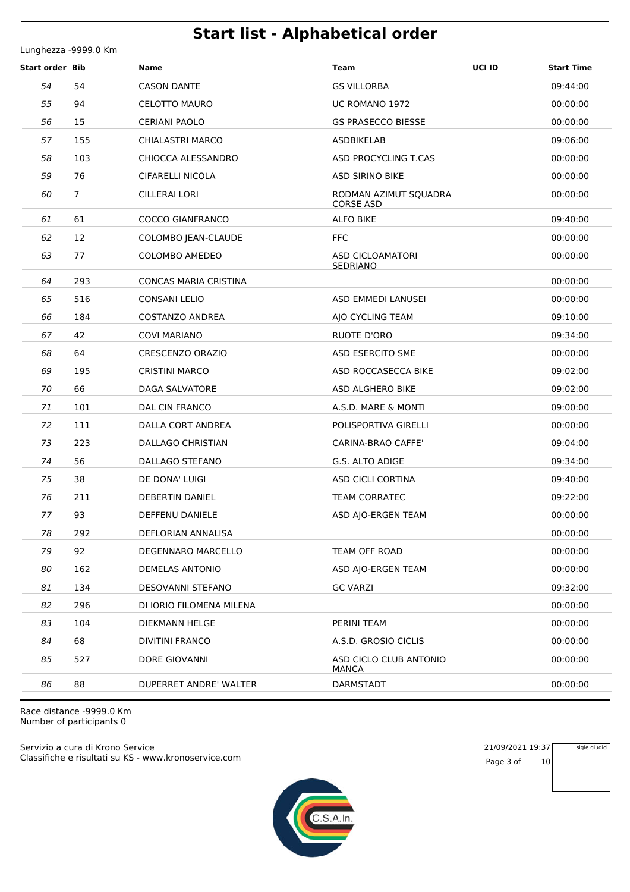# Start list - Alphabetical order

Lunghezza -9999.0 Km

| Start order | Bib | Name | Team | UCI ID | Start Time |
|---|---|---|---|---|---|
| 54 | 54 | CASON DANTE | GS VILLORBA | | 09:44:00 |
| 55 | 94 | CELOTTO MAURO | UC ROMANO 1972 | | 00:00:00 |
| 56 | 15 | CERIANI PAOLO | GS PRASECCO BIESSE | | 00:00:00 |
| 57 | 155 | CHIALASTRI MARCO | ASDBIKELAB | | 09:06:00 |
| 58 | 103 | CHIOCCA ALESSANDRO | ASD PROCYCLING T.CAS | | 00:00:00 |
| 59 | 76 | CIFARELLI NICOLA | ASD SIRINO BIKE | | 00:00:00 |
| 60 | 7 | CILLERAI LORI | RODMAN AZIMUT SQUADRA CORSE ASD | | 00:00:00 |
| 61 | 61 | COCCO GIANFRANCO | ALFO BIKE | | 09:40:00 |
| 62 | 12 | COLOMBO JEAN-CLAUDE | FFC | | 00:00:00 |
| 63 | 77 | COLOMBO AMEDEO | ASD CICLOAMATORI SEDRIANO | | 00:00:00 |
| 64 | 293 | CONCAS MARIA CRISTINA | | | 00:00:00 |
| 65 | 516 | CONSANI LELIO | ASD EMMEDI LANUSEI | | 00:00:00 |
| 66 | 184 | COSTANZO ANDREA | AJO CYCLING TEAM | | 09:10:00 |
| 67 | 42 | COVI MARIANO | RUOTE D'ORO | | 09:34:00 |
| 68 | 64 | CRESCENZO ORAZIO | ASD ESERCITO SME | | 00:00:00 |
| 69 | 195 | CRISTINI MARCO | ASD ROCCASECCA BIKE | | 09:02:00 |
| 70 | 66 | DAGA SALVATORE | ASD ALGHERO BIKE | | 09:02:00 |
| 71 | 101 | DAL CIN FRANCO | A.S.D. MARE & MONTI | | 09:00:00 |
| 72 | 111 | DALLA CORT ANDREA | POLISPORTIVA GIRELLI | | 00:00:00 |
| 73 | 223 | DALLAGO CHRISTIAN | CARINA-BRAO CAFFE' | | 09:04:00 |
| 74 | 56 | DALLAGO STEFANO | G.S. ALTO ADIGE | | 09:34:00 |
| 75 | 38 | DE DONA' LUIGI | ASD CICLI CORTINA | | 09:40:00 |
| 76 | 211 | DEBERTIN DANIEL | TEAM CORRATEC | | 09:22:00 |
| 77 | 93 | DEFFENU DANIELE | ASD AJO-ERGEN TEAM | | 00:00:00 |
| 78 | 292 | DEFLORIAN ANNALISA | | | 00:00:00 |
| 79 | 92 | DEGENNARO MARCELLO | TEAM OFF ROAD | | 00:00:00 |
| 80 | 162 | DEMELAS ANTONIO | ASD AJO-ERGEN TEAM | | 00:00:00 |
| 81 | 134 | DESOVANNI STEFANO | GC VARZI | | 09:32:00 |
| 82 | 296 | DI IORIO FILOMENA MILENA | | | 00:00:00 |
| 83 | 104 | DIEKMANN HELGE | PERINI TEAM | | 00:00:00 |
| 84 | 68 | DIVITINI FRANCO | A.S.D. GROSIO CICLIS | | 00:00:00 |
| 85 | 527 | DORE GIOVANNI | ASD CICLO CLUB ANTONIO MANCA | | 00:00:00 |
| 86 | 88 | DUPERRET ANDRE' WALTER | DARMSTADT | | 00:00:00 |

Race distance -9999.0 Km
Number of participants 0

Servizio a cura di Krono Service
Classifiche e risultati su KS - www.kronoservice.com

21/09/2021 19:37

sigle giudici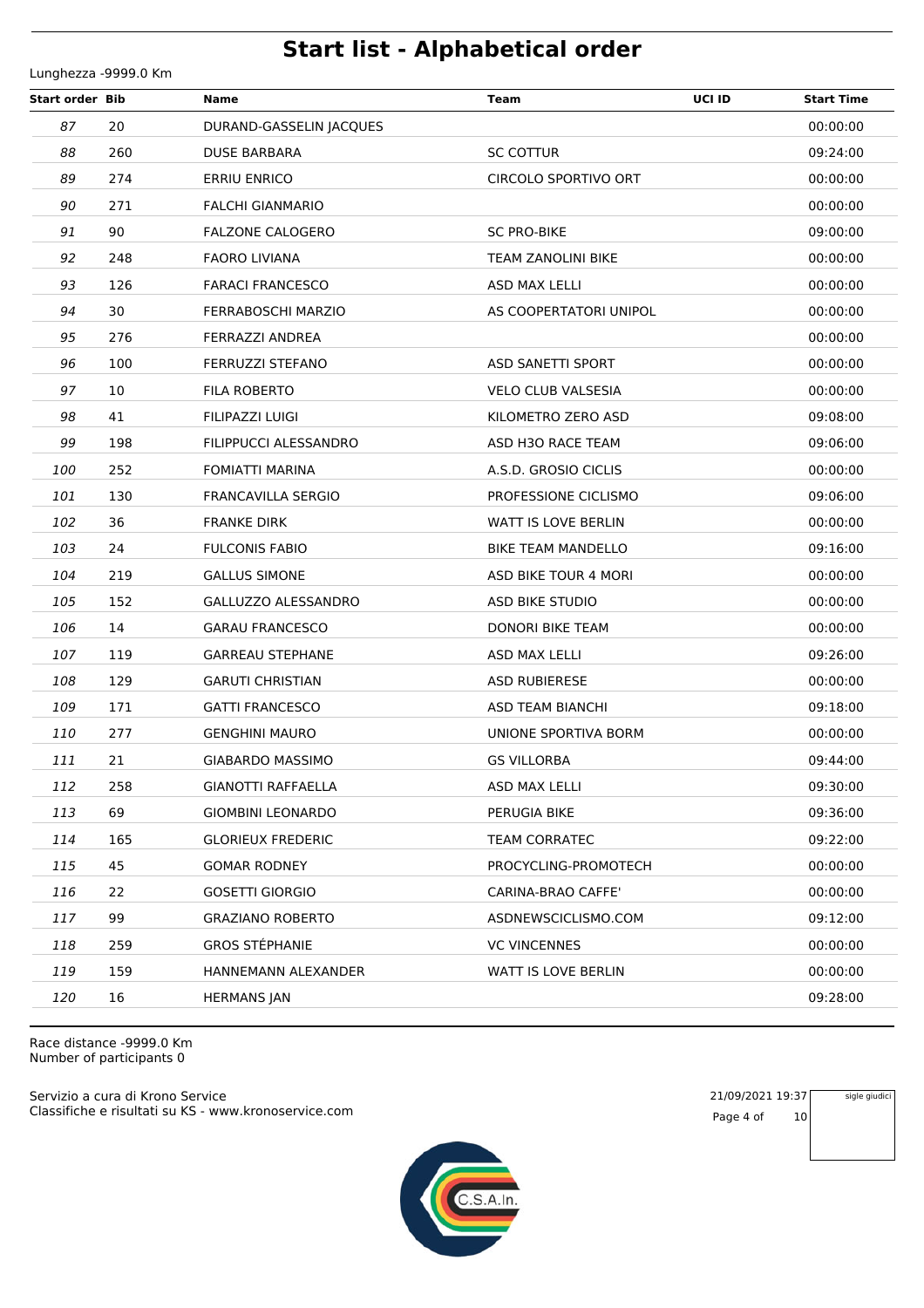# Start list - Alphabetical order

Lunghezza -9999.0 Km

| Start order | Bib | Name | Team | UCI ID | Start Time |
|---|---|---|---|---|---|
| 87 | 20 | DURAND-GASSELIN JACQUES | | | 00:00:00 |
| 88 | 260 | DUSE BARBARA | SC COTTUR | | 09:24:00 |
| 89 | 274 | ERRIU ENRICO | CIRCOLO SPORTIVO ORT | | 00:00:00 |
| 90 | 271 | FALCHI GIANMARIO | | | 00:00:00 |
| 91 | 90 | FALZONE CALOGERO | SC PRO-BIKE | | 09:00:00 |
| 92 | 248 | FAORO LIVIANA | TEAM ZANOLINI BIKE | | 00:00:00 |
| 93 | 126 | FARACI FRANCESCO | ASD MAX LELLI | | 00:00:00 |
| 94 | 30 | FERRABOSCHI MARZIO | AS COOPERTATORI UNIPOL | | 00:00:00 |
| 95 | 276 | FERRAZZI ANDREA | | | 00:00:00 |
| 96 | 100 | FERRUZZI STEFANO | ASD SANETTI SPORT | | 00:00:00 |
| 97 | 10 | FILA ROBERTO | VELO CLUB VALSESIA | | 00:00:00 |
| 98 | 41 | FILIPAZZI LUIGI | KILOMETRO ZERO ASD | | 09:08:00 |
| 99 | 198 | FILIPPUCCI ALESSANDRO | ASD H3O RACE TEAM | | 09:06:00 |
| 100 | 252 | FOMIATTI MARINA | A.S.D. GROSIO CICLIS | | 00:00:00 |
| 101 | 130 | FRANCAVILLA SERGIO | PROFESSIONE CICLISMO | | 09:06:00 |
| 102 | 36 | FRANKE DIRK | WATT IS LOVE BERLIN | | 00:00:00 |
| 103 | 24 | FULCONIS FABIO | BIKE TEAM MANDELLO | | 09:16:00 |
| 104 | 219 | GALLUS SIMONE | ASD BIKE TOUR 4 MORI | | 00:00:00 |
| 105 | 152 | GALLUZZO ALESSANDRO | ASD BIKE STUDIO | | 00:00:00 |
| 106 | 14 | GARAU FRANCESCO | DONORI BIKE TEAM | | 00:00:00 |
| 107 | 119 | GARREAU STEPHANE | ASD MAX LELLI | | 09:26:00 |
| 108 | 129 | GARUTI CHRISTIAN | ASD RUBIERESE | | 00:00:00 |
| 109 | 171 | GATTI FRANCESCO | ASD TEAM BIANCHI | | 09:18:00 |
| 110 | 277 | GENGHINI MAURO | UNIONE SPORTIVA BORM | | 00:00:00 |
| 111 | 21 | GIABARDO MASSIMO | GS VILLORBA | | 09:44:00 |
| 112 | 258 | GIANOTTI RAFFAELLA | ASD MAX LELLI | | 09:30:00 |
| 113 | 69 | GIOMBINI LEONARDO | PERUGIA BIKE | | 09:36:00 |
| 114 | 165 | GLORIEUX FREDERIC | TEAM CORRATEC | | 09:22:00 |
| 115 | 45 | GOMAR RODNEY | PROCYCLING-PROMOTECH | | 00:00:00 |
| 116 | 22 | GOSETTI GIORGIO | CARINA-BRAO CAFFE' | | 00:00:00 |
| 117 | 99 | GRAZIANO ROBERTO | ASDNEWSCICLISMO.COM | | 09:12:00 |
| 118 | 259 | GROS STÉPHANIE | VC VINCENNES | | 00:00:00 |
| 119 | 159 | HANNEMANN ALEXANDER | WATT IS LOVE BERLIN | | 00:00:00 |
| 120 | 16 | HERMANS JAN | | | 09:28:00 |

Race distance -9999.0 Km
Number of participants 0

Servizio a cura di Krono Service
Classifiche e risultati su KS - www.kronoservice.com

21/09/2021 19:37

sigle giudici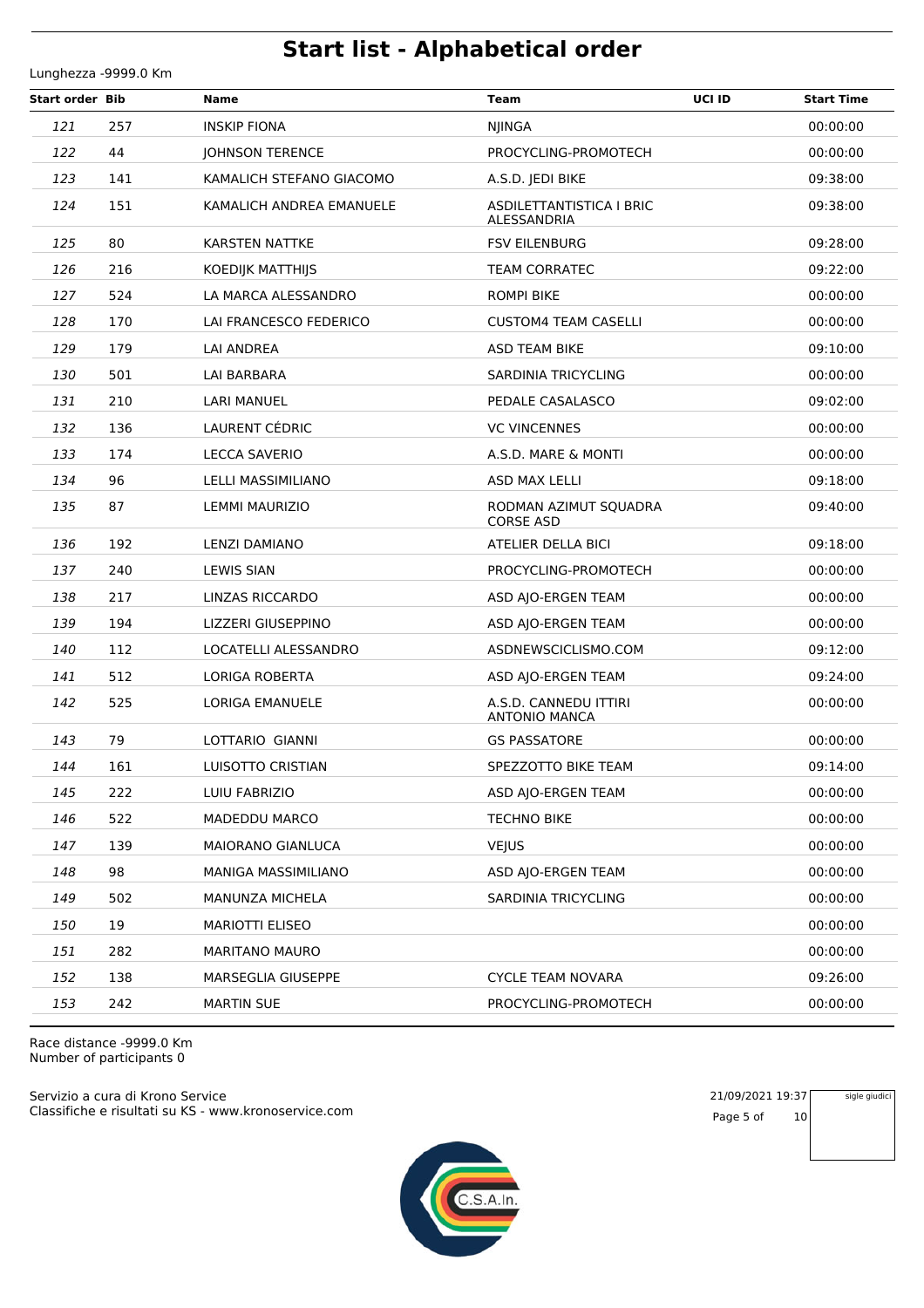# Start list - Alphabetical order

Lunghezza -9999.0 Km

| Start order | Bib | Name | Team | UCI ID | Start Time |
|---|---|---|---|---|---|
| 121 | 257 | INSKIP FIONA | NJINGA | | 00:00:00 |
| 122 | 44 | JOHNSON TERENCE | PROCYCLING-PROMOTECH | | 00:00:00 |
| 123 | 141 | KAMALICH STEFANO GIACOMO | A.S.D. JEDI BIKE | | 09:38:00 |
| 124 | 151 | KAMALICH ANDREA EMANUELE | ASDILETTANTISTICA I BRIC ALESSANDRIA | | 09:38:00 |
| 125 | 80 | KARSTEN NATTKE | FSV EILENBURG | | 09:28:00 |
| 126 | 216 | KOEDIJK MATTHIJS | TEAM CORRATEC | | 09:22:00 |
| 127 | 524 | LA MARCA ALESSANDRO | ROMPI BIKE | | 00:00:00 |
| 128 | 170 | LAI FRANCESCO FEDERICO | CUSTOM4 TEAM CASELLI | | 00:00:00 |
| 129 | 179 | LAI ANDREA | ASD TEAM BIKE | | 09:10:00 |
| 130 | 501 | LAI BARBARA | SARDINIA TRICYCLING | | 00:00:00 |
| 131 | 210 | LARI MANUEL | PEDALE CASALASCO | | 09:02:00 |
| 132 | 136 | LAURENT CÉDRIC | VC VINCENNES | | 00:00:00 |
| 133 | 174 | LECCA SAVERIO | A.S.D. MARE & MONTI | | 00:00:00 |
| 134 | 96 | LELLI MASSIMILIANO | ASD MAX LELLI | | 09:18:00 |
| 135 | 87 | LEMMI MAURIZIO | RODMAN AZIMUT SQUADRA CORSE ASD | | 09:40:00 |
| 136 | 192 | LENZI DAMIANO | ATELIER DELLA BICI | | 09:18:00 |
| 137 | 240 | LEWIS SIAN | PROCYCLING-PROMOTECH | | 00:00:00 |
| 138 | 217 | LINZAS RICCARDO | ASD AJO-ERGEN TEAM | | 00:00:00 |
| 139 | 194 | LIZZERI GIUSEPPINO | ASD AJO-ERGEN TEAM | | 00:00:00 |
| 140 | 112 | LOCATELLI ALESSANDRO | ASDNEWSCICLISMO.COM | | 09:12:00 |
| 141 | 512 | LORIGA ROBERTA | ASD AJO-ERGEN TEAM | | 09:24:00 |
| 142 | 525 | LORIGA EMANUELE | A.S.D. CANNEDU ITTIRI ANTONIO MANCA | | 00:00:00 |
| 143 | 79 | LOTTARIO GIANNI | GS PASSATORE | | 00:00:00 |
| 144 | 161 | LUISOTTO CRISTIAN | SPEZZOTTO BIKE TEAM | | 09:14:00 |
| 145 | 222 | LUIU FABRIZIO | ASD AJO-ERGEN TEAM | | 00:00:00 |
| 146 | 522 | MADEDDU MARCO | TECHNO BIKE | | 00:00:00 |
| 147 | 139 | MAIORANO GIANLUCA | VEJUS | | 00:00:00 |
| 148 | 98 | MANIGA MASSIMILIANO | ASD AJO-ERGEN TEAM | | 00:00:00 |
| 149 | 502 | MANUNZA MICHELA | SARDINIA TRICYCLING | | 00:00:00 |
| 150 | 19 | MARIOTTI ELISEO | | | 00:00:00 |
| 151 | 282 | MARITANO MAURO | | | 00:00:00 |
| 152 | 138 | MARSEGLIA GIUSEPPE | CYCLE TEAM NOVARA | | 09:26:00 |
| 153 | 242 | MARTIN SUE | PROCYCLING-PROMOTECH | | 00:00:00 |

Race distance -9999.0 Km
Number of participants 0

Servizio a cura di Krono Service
Classifiche e risultati su KS - www.kronoservice.com

21/09/2021 19:37

sigle giudici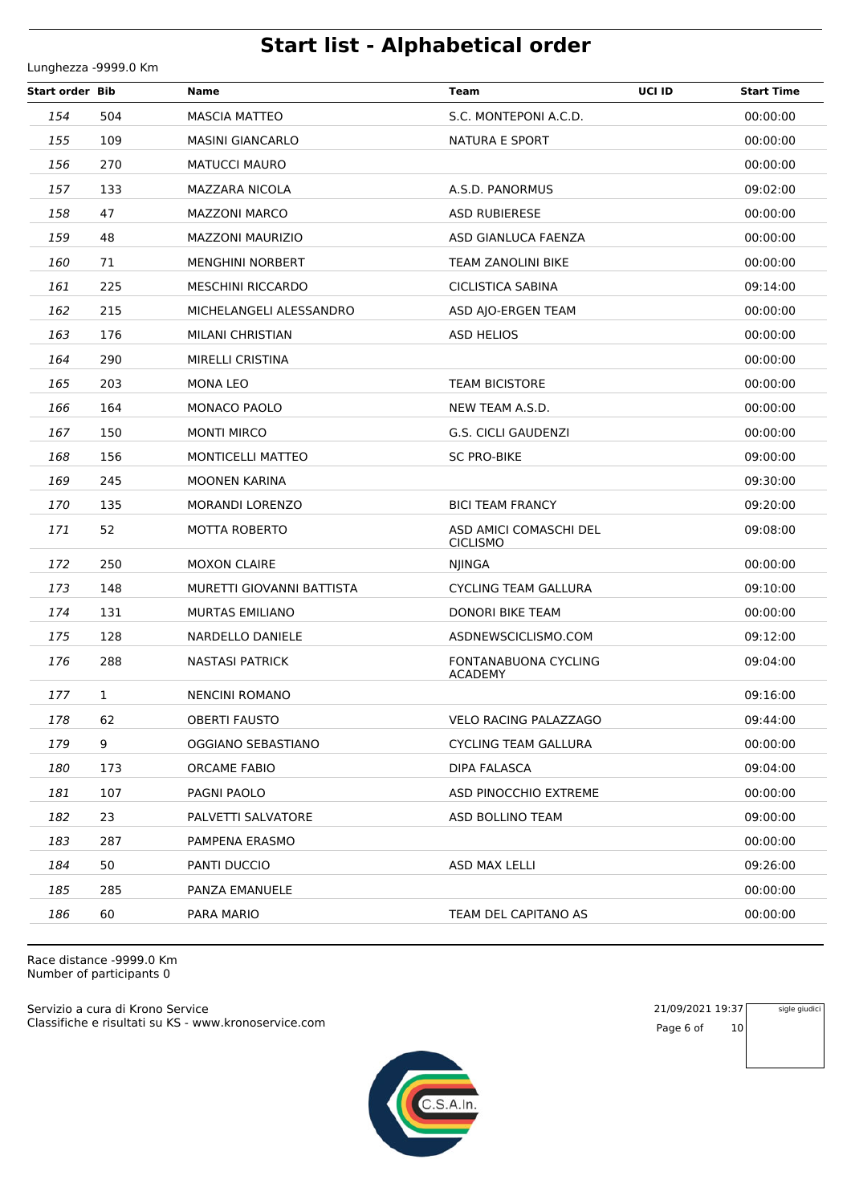# Start list - Alphabetical order

Lunghezza -9999.0 Km

| Start order | Bib | Name | Team | UCI ID | Start Time |
|---|---|---|---|---|---|
| 154 | 504 | MASCIA MATTEO | S.C. MONTEPONI A.C.D. | | 00:00:00 |
| 155 | 109 | MASINI GIANCARLO | NATURA E SPORT | | 00:00:00 |
| 156 | 270 | MATUCCI MAURO | | | 00:00:00 |
| 157 | 133 | MAZZARA NICOLA | A.S.D. PANORMUS | | 09:02:00 |
| 158 | 47 | MAZZONI MARCO | ASD RUBIERESE | | 00:00:00 |
| 159 | 48 | MAZZONI MAURIZIO | ASD GIANLUCA FAENZA | | 00:00:00 |
| 160 | 71 | MENGHINI NORBERT | TEAM ZANOLINI BIKE | | 00:00:00 |
| 161 | 225 | MESCHINI RICCARDO | CICLISTICA SABINA | | 09:14:00 |
| 162 | 215 | MICHELANGELI ALESSANDRO | ASD AJO-ERGEN TEAM | | 00:00:00 |
| 163 | 176 | MILANI CHRISTIAN | ASD HELIOS | | 00:00:00 |
| 164 | 290 | MIRELLI CRISTINA | | | 00:00:00 |
| 165 | 203 | MONA LEO | TEAM BICISTORE | | 00:00:00 |
| 166 | 164 | MONACO PAOLO | NEW TEAM A.S.D. | | 00:00:00 |
| 167 | 150 | MONTI MIRCO | G.S. CICLI GAUDENZI | | 00:00:00 |
| 168 | 156 | MONTICELLI MATTEO | SC PRO-BIKE | | 09:00:00 |
| 169 | 245 | MOONEN KARINA | | | 09:30:00 |
| 170 | 135 | MORANDI LORENZO | BICI TEAM FRANCY | | 09:20:00 |
| 171 | 52 | MOTTA ROBERTO | ASD AMICI COMASCHI DEL CICLISMO | | 09:08:00 |
| 172 | 250 | MOXON CLAIRE | NJINGA | | 00:00:00 |
| 173 | 148 | MURETTI GIOVANNI BATTISTA | CYCLING TEAM GALLURA | | 09:10:00 |
| 174 | 131 | MURTAS EMILIANO | DONORI BIKE TEAM | | 00:00:00 |
| 175 | 128 | NARDELLO DANIELE | ASDNEWSCICLISMO.COM | | 09:12:00 |
| 176 | 288 | NASTASI PATRICK | FONTANABUONA CYCLING ACADEMY | | 09:04:00 |
| 177 | 1 | NENCINI ROMANO | | | 09:16:00 |
| 178 | 62 | OBERTI FAUSTO | VELO RACING PALAZZAGO | | 09:44:00 |
| 179 | 9 | OGGIANO SEBASTIANO | CYCLING TEAM GALLURA | | 00:00:00 |
| 180 | 173 | ORCAME FABIO | DIPA FALASCA | | 09:04:00 |
| 181 | 107 | PAGNI PAOLO | ASD PINOCCHIO EXTREME | | 00:00:00 |
| 182 | 23 | PALVETTI SALVATORE | ASD BOLLINO TEAM | | 09:00:00 |
| 183 | 287 | PAMPENA ERASMO | | | 00:00:00 |
| 184 | 50 | PANTI DUCCIO | ASD MAX LELLI | | 09:26:00 |
| 185 | 285 | PANZA EMANUELE | | | 00:00:00 |
| 186 | 60 | PARA MARIO | TEAM DEL CAPITANO AS | | 00:00:00 |

Race distance -9999.0 Km
Number of participants 0

Servizio a cura di Krono Service
Classifiche e risultati su KS - www.kronoservice.com

21/09/2021 19:37

sigle giudici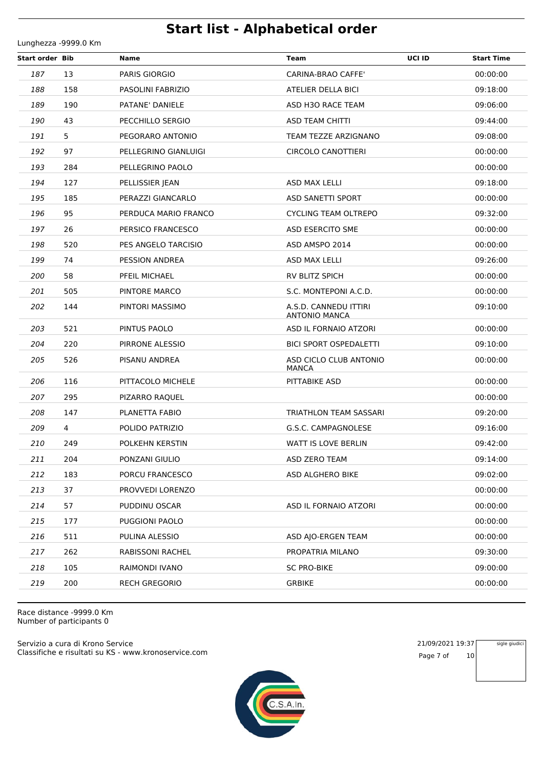# Start list - Alphabetical order

Lunghezza -9999.0 Km

| Start order | Bib | Name | Team | UCI ID | Start Time |
|---|---|---|---|---|---|
| 187 | 13 | PARIS GIORGIO | CARINA-BRAO CAFFE' | | 00:00:00 |
| 188 | 158 | PASOLINI FABRIZIO | ATELIER DELLA BICI | | 09:18:00 |
| 189 | 190 | PATANE' DANIELE | ASD H3O RACE TEAM | | 09:06:00 |
| 190 | 43 | PECCHILLO SERGIO | ASD TEAM CHITTI | | 09:44:00 |
| 191 | 5 | PEGORARO ANTONIO | TEAM TEZZE ARZIGNANO | | 09:08:00 |
| 192 | 97 | PELLEGRINO GIANLUIGI | CIRCOLO CANOTTIERI | | 00:00:00 |
| 193 | 284 | PELLEGRINO PAOLO | | | 00:00:00 |
| 194 | 127 | PELLISSIER JEAN | ASD MAX LELLI | | 09:18:00 |
| 195 | 185 | PERAZZI GIANCARLO | ASD SANETTI SPORT | | 00:00:00 |
| 196 | 95 | PERDUCA MARIO FRANCO | CYCLING TEAM OLTREPO | | 09:32:00 |
| 197 | 26 | PERSICO FRANCESCO | ASD ESERCITO SME | | 00:00:00 |
| 198 | 520 | PES ANGELO TARCISIO | ASD AMSPO 2014 | | 00:00:00 |
| 199 | 74 | PESSION ANDREA | ASD MAX LELLI | | 09:26:00 |
| 200 | 58 | PFEIL MICHAEL | RV BLITZ SPICH | | 00:00:00 |
| 201 | 505 | PINTORE MARCO | S.C. MONTEPONI A.C.D. | | 00:00:00 |
| 202 | 144 | PINTORI MASSIMO | A.S.D. CANNEDU ITTIRI ANTONIO MANCA | | 09:10:00 |
| 203 | 521 | PINTUS PAOLO | ASD IL FORNAIO ATZORI | | 00:00:00 |
| 204 | 220 | PIRRONE ALESSIO | BICI SPORT OSPEDALETTI | | 09:10:00 |
| 205 | 526 | PISANU ANDREA | ASD CICLO CLUB ANTONIO MANCA | | 00:00:00 |
| 206 | 116 | PITTACOLO MICHELE | PITTABIKE ASD | | 00:00:00 |
| 207 | 295 | PIZARRO RAQUEL | | | 00:00:00 |
| 208 | 147 | PLANETTA FABIO | TRIATHLON TEAM SASSARI | | 09:20:00 |
| 209 | 4 | POLIDO PATRIZIO | G.S.C. CAMPAGNOLESE | | 09:16:00 |
| 210 | 249 | POLKEHN KERSTIN | WATT IS LOVE BERLIN | | 09:42:00 |
| 211 | 204 | PONZANI GIULIO | ASD ZERO TEAM | | 09:14:00 |
| 212 | 183 | PORCU FRANCESCO | ASD ALGHERO BIKE | | 09:02:00 |
| 213 | 37 | PROVVEDI LORENZO | | | 00:00:00 |
| 214 | 57 | PUDDINU OSCAR | ASD IL FORNAIO ATZORI | | 00:00:00 |
| 215 | 177 | PUGGIONI PAOLO | | | 00:00:00 |
| 216 | 511 | PULINA ALESSIO | ASD AJO-ERGEN TEAM | | 00:00:00 |
| 217 | 262 | RABISSONI RACHEL | PROPATRIA MILANO | | 09:30:00 |
| 218 | 105 | RAIMONDI IVANO | SC PRO-BIKE | | 09:00:00 |
| 219 | 200 | RECH GREGORIO | GRBIKE | | 00:00:00 |

Race distance -9999.0 Km
Number of participants 0

Servizio a cura di Krono Service
Classifiche e risultati su KS - www.kronoservice.com

21/09/2021 19:37

sigle giudici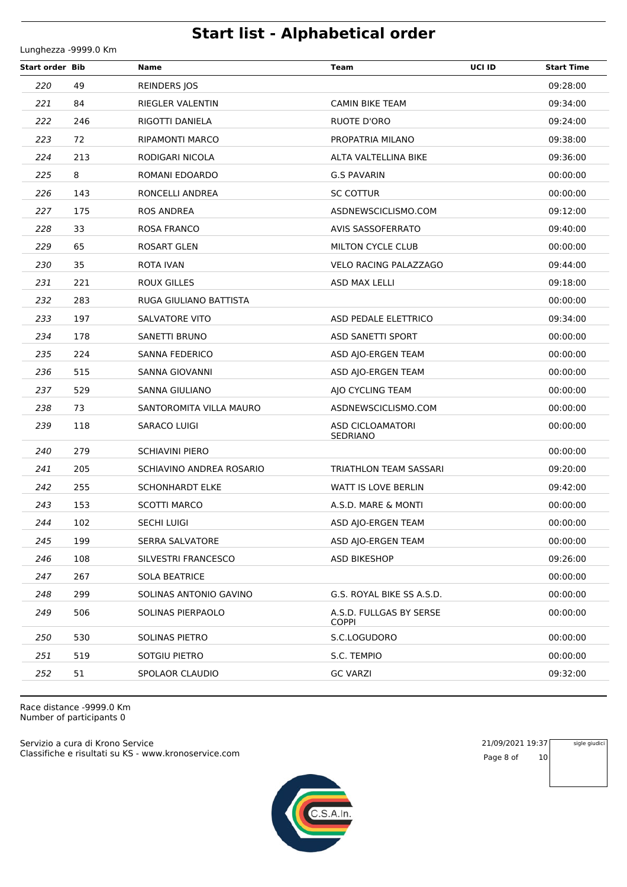# Start list - Alphabetical order

Lunghezza -9999.0 Km

| Start order | Bib | Name | Team | UCI ID | Start Time |
|---|---|---|---|---|---|
| 220 | 49 | REINDERS JOS | | | 09:28:00 |
| 221 | 84 | RIEGLER VALENTIN | CAMIN BIKE TEAM | | 09:34:00 |
| 222 | 246 | RIGOTTI DANIELA | RUOTE D'ORO | | 09:24:00 |
| 223 | 72 | RIPAMONTI MARCO | PROPATRIA MILANO | | 09:38:00 |
| 224 | 213 | RODIGARI NICOLA | ALTA VALTELLINA BIKE | | 09:36:00 |
| 225 | 8 | ROMANI EDOARDO | G.S PAVARIN | | 00:00:00 |
| 226 | 143 | RONCELLI ANDREA | SC COTTUR | | 00:00:00 |
| 227 | 175 | ROS ANDREA | ASDNEWSCICLISMO.COM | | 09:12:00 |
| 228 | 33 | ROSA FRANCO | AVIS SASSOFERRATO | | 09:40:00 |
| 229 | 65 | ROSART GLEN | MILTON CYCLE CLUB | | 00:00:00 |
| 230 | 35 | ROTA IVAN | VELO RACING PALAZZAGO | | 09:44:00 |
| 231 | 221 | ROUX GILLES | ASD MAX LELLI | | 09:18:00 |
| 232 | 283 | RUGA GIULIANO BATTISTA | | | 00:00:00 |
| 233 | 197 | SALVATORE VITO | ASD PEDALE ELETTRICO | | 09:34:00 |
| 234 | 178 | SANETTI BRUNO | ASD SANETTI SPORT | | 00:00:00 |
| 235 | 224 | SANNA FEDERICO | ASD AJO-ERGEN TEAM | | 00:00:00 |
| 236 | 515 | SANNA GIOVANNI | ASD AJO-ERGEN TEAM | | 00:00:00 |
| 237 | 529 | SANNA GIULIANO | AJO CYCLING TEAM | | 00:00:00 |
| 238 | 73 | SANTOROMITA VILLA MAURO | ASDNEWSCICLISMO.COM | | 00:00:00 |
| 239 | 118 | SARACO LUIGI | ASD CICLOAMATORI SEDRIANO | | 00:00:00 |
| 240 | 279 | SCHIAVINI PIERO | | | 00:00:00 |
| 241 | 205 | SCHIAVINO ANDREA ROSARIO | TRIATHLON TEAM SASSARI | | 09:20:00 |
| 242 | 255 | SCHONHARDT ELKE | WATT IS LOVE BERLIN | | 09:42:00 |
| 243 | 153 | SCOTTI MARCO | A.S.D. MARE & MONTI | | 00:00:00 |
| 244 | 102 | SECHI LUIGI | ASD AJO-ERGEN TEAM | | 00:00:00 |
| 245 | 199 | SERRA SALVATORE | ASD AJO-ERGEN TEAM | | 00:00:00 |
| 246 | 108 | SILVESTRI FRANCESCO | ASD BIKESHOP | | 09:26:00 |
| 247 | 267 | SOLA BEATRICE | | | 00:00:00 |
| 248 | 299 | SOLINAS ANTONIO GAVINO | G.S. ROYAL BIKE SS A.S.D. | | 00:00:00 |
| 249 | 506 | SOLINAS PIERPAOLO | A.S.D. FULLGAS BY SERSE COPPI | | 00:00:00 |
| 250 | 530 | SOLINAS PIETRO | S.C.LOGUDORO | | 00:00:00 |
| 251 | 519 | SOTGIU PIETRO | S.C. TEMPIO | | 00:00:00 |
| 252 | 51 | SPOLAOR CLAUDIO | GC VARZI | | 09:32:00 |

Race distance -9999.0 Km
Number of participants 0

Servizio a cura di Krono Service
Classifiche e risultati su KS - www.kronoservice.com

21/09/2021 19:37

sigle giudici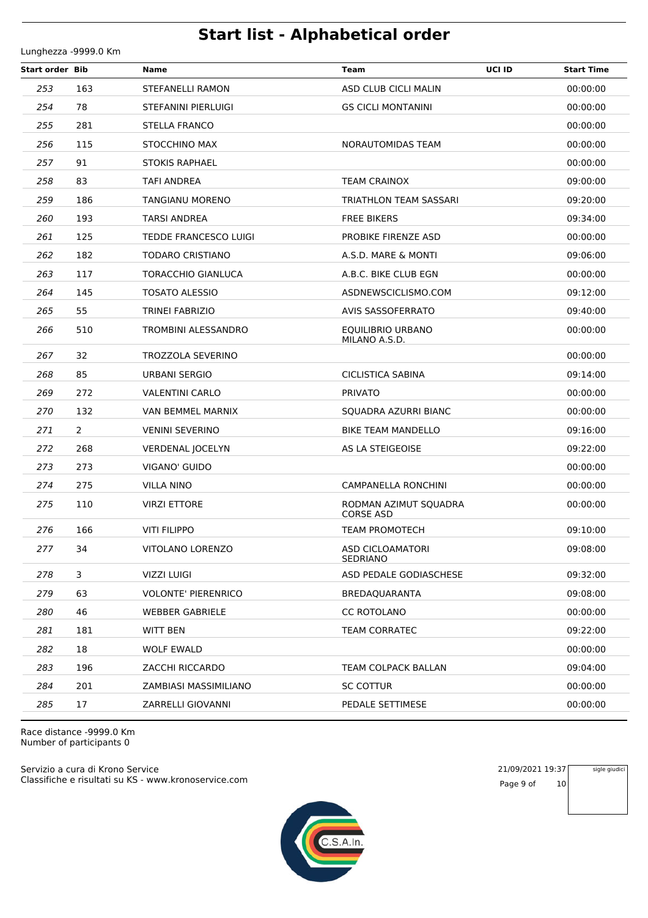# Start list - Alphabetical order

Lunghezza -9999.0 Km

| Start order | Bib | Name | Team | UCI ID | Start Time |
|---|---|---|---|---|---|
| 253 | 163 | STEFANELLI RAMON | ASD CLUB CICLI MALIN | | 00:00:00 |
| 254 | 78 | STEFANINI PIERLUIGI | GS CICLI MONTANINI | | 00:00:00 |
| 255 | 281 | STELLA FRANCO | | | 00:00:00 |
| 256 | 115 | STOCCHINO MAX | NORAUTOMIDAS TEAM | | 00:00:00 |
| 257 | 91 | STOKIS RAPHAEL | | | 00:00:00 |
| 258 | 83 | TAFI ANDREA | TEAM CRAINOX | | 09:00:00 |
| 259 | 186 | TANGIANU MORENO | TRIATHLON TEAM SASSARI | | 09:20:00 |
| 260 | 193 | TARSI ANDREA | FREE BIKERS | | 09:34:00 |
| 261 | 125 | TEDDE FRANCESCO LUIGI | PROBIKE FIRENZE ASD | | 00:00:00 |
| 262 | 182 | TODARO CRISTIANO | A.S.D. MARE & MONTI | | 09:06:00 |
| 263 | 117 | TORACCHIO GIANLUCA | A.B.C. BIKE CLUB EGN | | 00:00:00 |
| 264 | 145 | TOSATO ALESSIO | ASDNEWSCICLISMO.COM | | 09:12:00 |
| 265 | 55 | TRINEI FABRIZIO | AVIS SASSOFERRATO | | 09:40:00 |
| 266 | 510 | TROMBINI ALESSANDRO | EQUILIBRIO URBANO MILANO A.S.D. | | 00:00:00 |
| 267 | 32 | TROZZOLA SEVERINO | | | 00:00:00 |
| 268 | 85 | URBANI SERGIO | CICLISTICA SABINA | | 09:14:00 |
| 269 | 272 | VALENTINI CARLO | PRIVATO | | 00:00:00 |
| 270 | 132 | VAN BEMMEL MARNIX | SQUADRA AZURRI BIANC | | 00:00:00 |
| 271 | 2 | VENINI SEVERINO | BIKE TEAM MANDELLO | | 09:16:00 |
| 272 | 268 | VERDENAL JOCELYN | AS LA STEIGEOISE | | 09:22:00 |
| 273 | 273 | VIGANO' GUIDO | | | 00:00:00 |
| 274 | 275 | VILLA NINO | CAMPANELLA RONCHINI | | 00:00:00 |
| 275 | 110 | VIRZI ETTORE | RODMAN AZIMUT SQUADRA CORSE ASD | | 00:00:00 |
| 276 | 166 | VITI FILIPPO | TEAM PROMOTECH | | 09:10:00 |
| 277 | 34 | VITOLANO LORENZO | ASD CICLOAMATORI SEDRIANO | | 09:08:00 |
| 278 | 3 | VIZZI LUIGI | ASD PEDALE GODIASCHESE | | 09:32:00 |
| 279 | 63 | VOLONTE' PIERENRICO | BREDAQUARANTA | | 09:08:00 |
| 280 | 46 | WEBBER GABRIELE | CC ROTOLANO | | 00:00:00 |
| 281 | 181 | WITT BEN | TEAM CORRATEC | | 09:22:00 |
| 282 | 18 | WOLF EWALD | | | 00:00:00 |
| 283 | 196 | ZACCHI RICCARDO | TEAM COLPACK BALLAN | | 09:04:00 |
| 284 | 201 | ZAMBIASI MASSIMILIANO | SC COTTUR | | 00:00:00 |
| 285 | 17 | ZARRELLI GIOVANNI | PEDALE SETTIMESE | | 00:00:00 |

Race distance -9999.0 Km
Number of participants 0

Servizio a cura di Krono Service
Classifiche e risultati su KS - www.kronoservice.com

21/09/2021 19:37

sigle giudici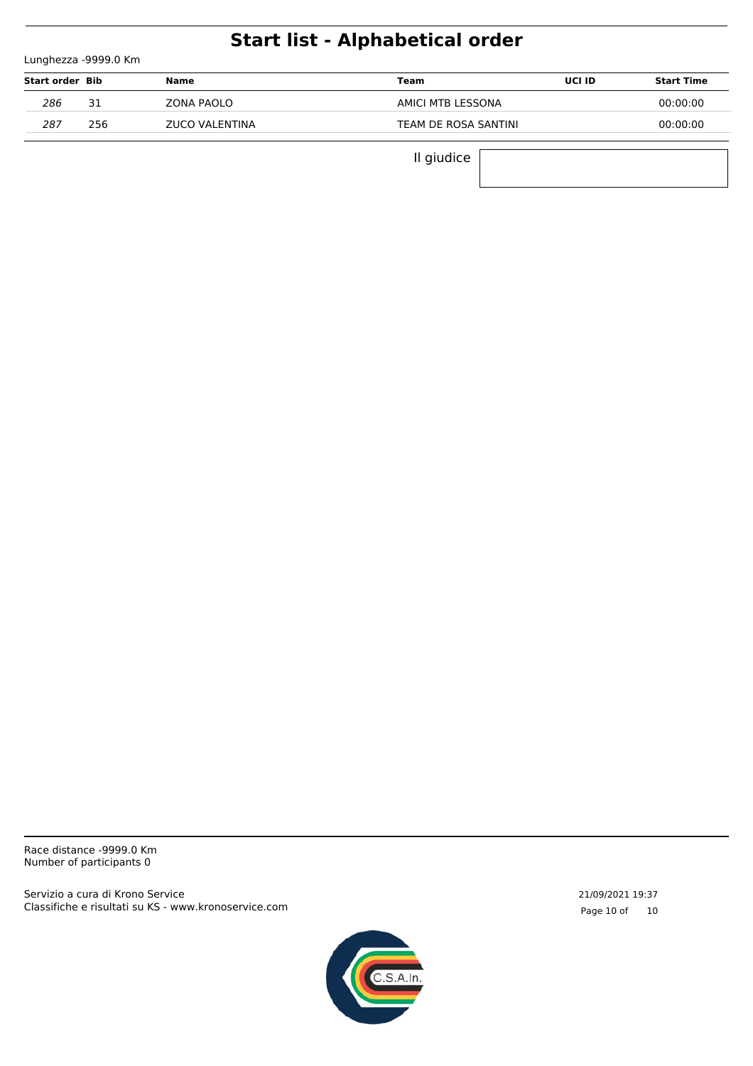# Start list - Alphabetical order

Lunghezza -9999.0 Km

| Start order | Bib | Name | Team | UCI ID | Start Time |
|---|---|---|---|---|---|
| *286* | 31 | ZONA PAOLO | AMICI MTB LESSONA | | 00:00:00 |
| *287* | 256 | ZUCO VALENTINA | TEAM DE ROSA SANTINI | | 00:00:00 |

Il giudice

Race distance -9999.0 Km
Number of participants 0

Servizio a cura di Krono Service
Classifiche e risultati su KS - www.kronoservice.com

21/09/2021 19:37